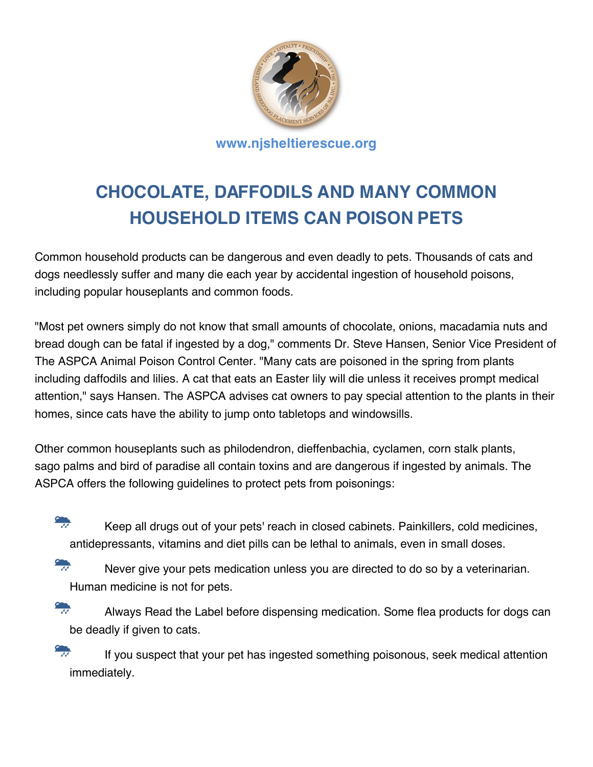www.njsheltierescue.org

# CHOCOLATE, DAFFODILS AND MANY COMMON HOUSEHOLD ITEMS CAN POISON PETS

Common household products can be dangerous and even deadly to pets. Thousands of cats and dogs needlessly suffer and many die each year by accidental ingestion of household poisons, including popular houseplants and common foods.

"Most pet owners simply do not know that small amounts of chocolate, onions, macadamia nuts and bread dough can be fatal if ingested by a dog," comments Dr. Steve Hansen, Senior Vice President of The ASPCA Animal Poison Control Center. "Many cats are poisoned in the spring from plants including daffodils and lilies. A cat that eats an Easter lily will die unless it receives prompt medical attention," says Hansen. The ASPCA advises cat owners to pay special attention to the plants in their homes, since cats have the ability to jump onto tabletops and windowsills.

Other common houseplants such as philodendron, dieffenbachia, cyclamen, corn stalk plants, sago palms and bird of paradise all contain toxins and are dangerous if ingested by animals. The ASPCA offers the following guidelines to protect pets from poisonings:

- Keep all drugs out of your pets' reach in closed cabinets. Painkillers, cold medicines, antidepressants, vitamins and diet pills can be lethal to animals, even in small doses.
- Never give your pets medication unless you are directed to do so by a veterinarian. Human medicine is not for pets.
- Always Read the Label before dispensing medication. Some flea products for dogs can be deadly if given to cats.
- If you suspect that your pet has ingested something poisonous, seek medical attention immediately.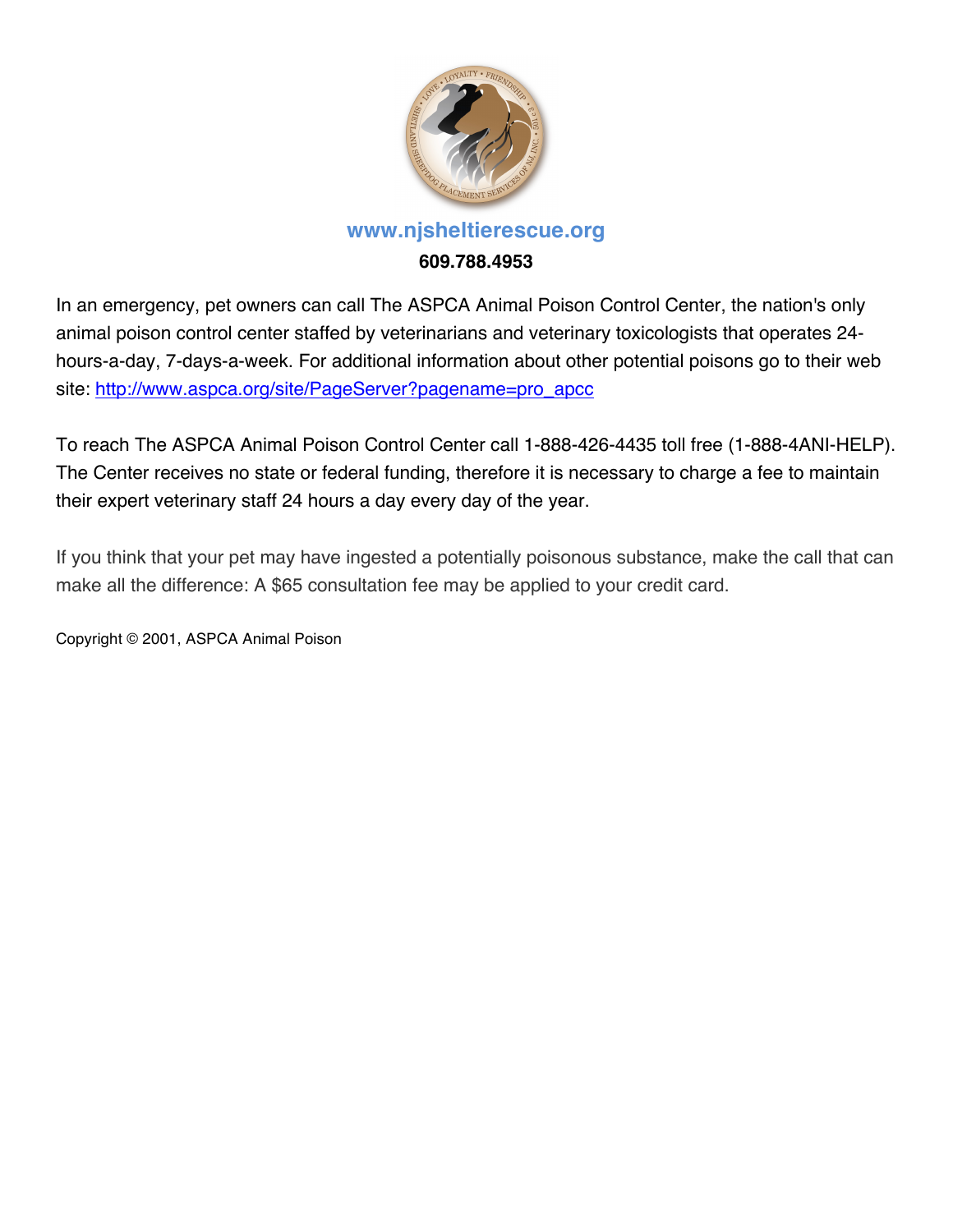www.njsheltierescue.org

**609.788.4953**

In an emergency, pet owners can call The ASPCA Animal Poison Control Center, the nation's only animal poison control center staffed by veterinarians and veterinary toxicologists that operates 24-hours-a-day, 7-days-a-week. For additional information about other potential poisons go to their web site: [http://www.aspca.org/site/PageServer?pagename=pro_apcc](http://www.aspca.org/site/PageServer?pagename=pro_apcc)

To reach The ASPCA Animal Poison Control Center call 1-888-426-4435 toll free (1-888-4ANI-HELP). The Center receives no state or federal funding, therefore it is necessary to charge a fee to maintain their expert veterinary staff 24 hours a day every day of the year.

If you think that your pet may have ingested a potentially poisonous substance, make the call that can make all the difference: A $65 consultation fee may be applied to your credit card.

Copyright © 2001, ASPCA Animal Poison